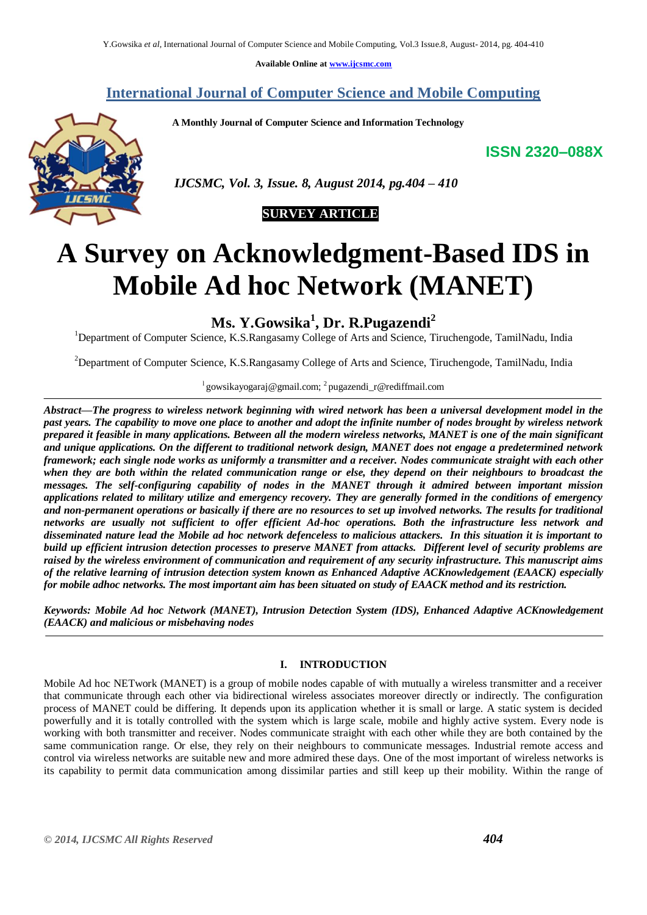Available Online at www.ijcsmc.com

# International Journal of Computer Science and Mobile Computing

**A Monthly Journal of Computer Science and Information Technology**

**ISSN 2320–088X**

*IJCSMC, Vol. 3, Issue. 8, August 2014, pg.404 – 410*

**SURVEY ARTICLE**

# A Survey on Acknowledgment-Based IDS in Mobile Ad hoc Network (MANET)

**Ms. Y.Gowsika[1], Dr. R.Pugazendi[2]**

[1]Department of Computer Science, K.S.Rangasamy College of Arts and Science, Tiruchengode, TamilNadu, India

[2]Department of Computer Science, K.S.Rangasamy College of Arts and Science, Tiruchengode, TamilNadu, India

[1] gowsikayogaraj@gmail.com; [2] pugazendi_r@rediffmail.com

***Abstract—The progress to wireless network beginning with wired network has been a universal development model in the past years. The capability to move one place to another and adopt the infinite number of nodes brought by wireless network prepared it feasible in many applications. Between all the modern wireless networks, MANET is one of the main significant and unique applications. On the different to traditional network design, MANET does not engage a predetermined network framework; each single node works as uniformly a transmitter and a receiver. Nodes communicate straight with each other when they are both within the related communication range or else, they depend on their neighbours to broadcast the messages. The self-configuring capability of nodes in the MANET through it admired between important mission applications related to military utilize and emergency recovery. They are generally formed in the conditions of emergency and non-permanent operations or basically if there are no resources to set up involved networks. The results for traditional networks are usually not sufficient to offer efficient Ad-hoc operations. Both the infrastructure less network and disseminated nature lead the Mobile ad hoc network defenceless to malicious attackers. In this situation it is important to build up efficient intrusion detection processes to preserve MANET from attacks. Different level of security problems are raised by the wireless environment of communication and requirement of any security infrastructure. This manuscript aims of the relative learning of intrusion detection system known as Enhanced Adaptive ACKnowledgement (EAACK) especially for mobile adhoc networks. The most important aim has been situated on study of EAACK method and its restriction.***

***Keywords: Mobile Ad hoc Network (MANET), Intrusion Detection System (IDS), Enhanced Adaptive ACKnowledgement (EAACK) and malicious or misbehaving nodes***

## I. INTRODUCTION

Mobile Ad hoc NETwork (MANET) is a group of mobile nodes capable of with mutually a wireless transmitter and a receiver that communicate through each other via bidirectional wireless associates moreover directly or indirectly. The configuration process of MANET could be differing. It depends upon its application whether it is small or large. A static system is decided powerfully and it is totally controlled with the system which is large scale, mobile and highly active system. Every node is working with both transmitter and receiver. Nodes communicate straight with each other while they are both contained by the same communication range. Or else, they rely on their neighbours to communicate messages. Industrial remote access and control via wireless networks are suitable new and more admired these days. One of the most important of wireless networks is its capability to permit data communication among dissimilar parties and still keep up their mobility. Within the range of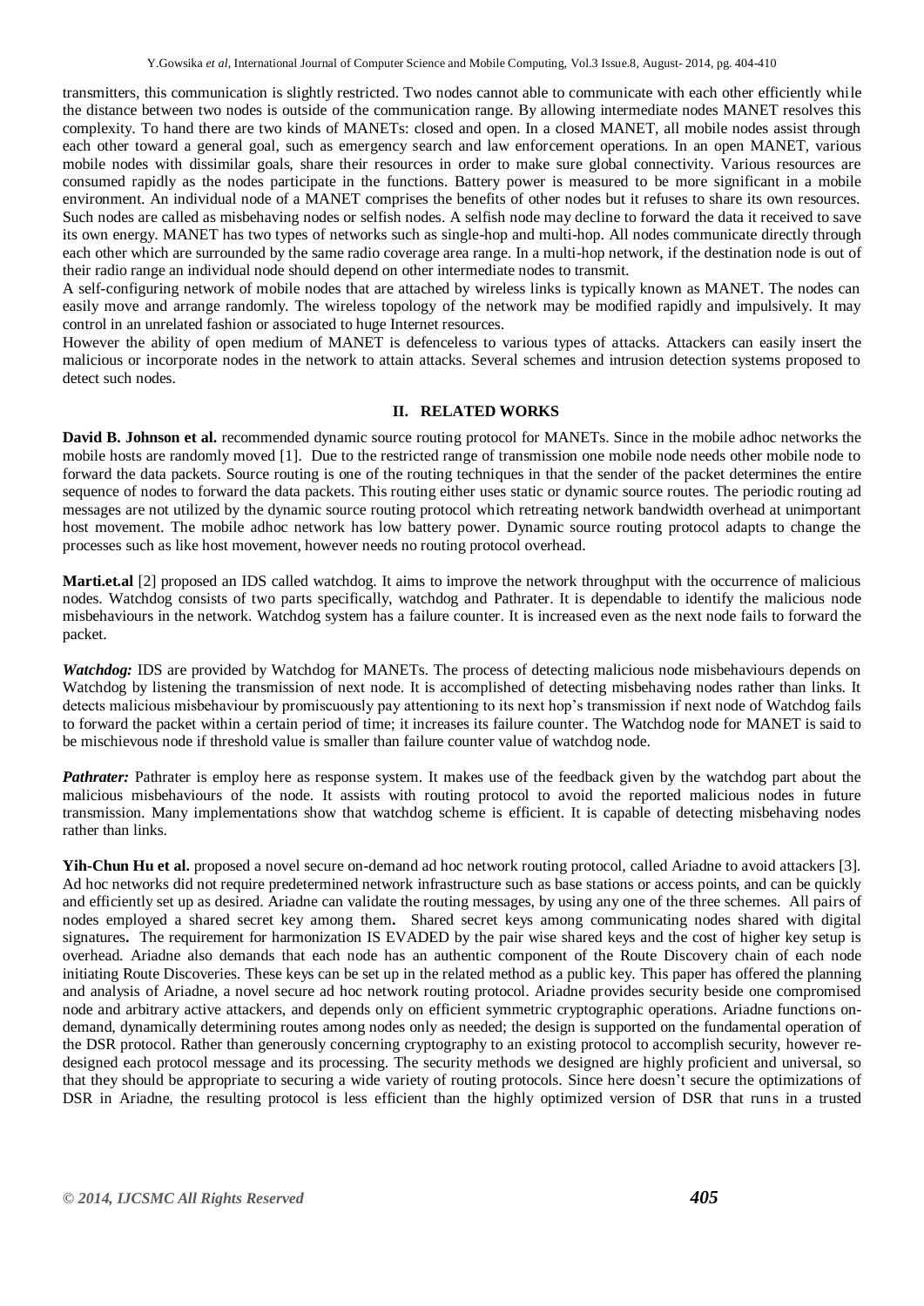transmitters, this communication is slightly restricted. Two nodes cannot able to communicate with each other efficiently while the distance between two nodes is outside of the communication range. By allowing intermediate nodes MANET resolves this complexity. To hand there are two kinds of MANETs: closed and open. In a closed MANET, all mobile nodes assist through each other toward a general goal, such as emergency search and law enforcement operations. In an open MANET, various mobile nodes with dissimilar goals, share their resources in order to make sure global connectivity. Various resources are consumed rapidly as the nodes participate in the functions. Battery power is measured to be more significant in a mobile environment. An individual node of a MANET comprises the benefits of other nodes but it refuses to share its own resources. Such nodes are called as misbehaving nodes or selfish nodes. A selfish node may decline to forward the data it received to save its own energy. MANET has two types of networks such as single-hop and multi-hop. All nodes communicate directly through each other which are surrounded by the same radio coverage area range. In a multi-hop network, if the destination node is out of their radio range an individual node should depend on other intermediate nodes to transmit.

A self-configuring network of mobile nodes that are attached by wireless links is typically known as MANET. The nodes can easily move and arrange randomly. The wireless topology of the network may be modified rapidly and impulsively. It may control in an unrelated fashion or associated to huge Internet resources.

However the ability of open medium of MANET is defenceless to various types of attacks. Attackers can easily insert the malicious or incorporate nodes in the network to attain attacks. Several schemes and intrusion detection systems proposed to detect such nodes.

## II. RELATED WORKS

**David B. Johnson et al.** recommended dynamic source routing protocol for MANETs. Since in the mobile adhoc networks the mobile hosts are randomly moved [1]. Due to the restricted range of transmission one mobile node needs other mobile node to forward the data packets. Source routing is one of the routing techniques in that the sender of the packet determines the entire sequence of nodes to forward the data packets. This routing either uses static or dynamic source routes. The periodic routing ad messages are not utilized by the dynamic source routing protocol which retreating network bandwidth overhead at unimportant host movement. The mobile adhoc network has low battery power. Dynamic source routing protocol adapts to change the processes such as like host movement, however needs no routing protocol overhead.

**Marti.et.al** [2] proposed an IDS called watchdog. It aims to improve the network throughput with the occurrence of malicious nodes. Watchdog consists of two parts specifically, watchdog and Pathrater. It is dependable to identify the malicious node misbehaviours in the network. Watchdog system has a failure counter. It is increased even as the next node fails to forward the packet.

***Watchdog:*** IDS are provided by Watchdog for MANETs. The process of detecting malicious node misbehaviours depends on Watchdog by listening the transmission of next node. It is accomplished of detecting misbehaving nodes rather than links. It detects malicious misbehaviour by promiscuously pay attentioning to its next hop's transmission if next node of Watchdog fails to forward the packet within a certain period of time; it increases its failure counter. The Watchdog node for MANET is said to be mischievous node if threshold value is smaller than failure counter value of watchdog node.

***Pathrater:*** Pathrater is employ here as response system. It makes use of the feedback given by the watchdog part about the malicious misbehaviours of the node. It assists with routing protocol to avoid the reported malicious nodes in future transmission. Many implementations show that watchdog scheme is efficient. It is capable of detecting misbehaving nodes rather than links.

**Yih-Chun Hu et al.** proposed a novel secure on-demand ad hoc network routing protocol, called Ariadne to avoid attackers [3]. Ad hoc networks did not require predetermined network infrastructure such as base stations or access points, and can be quickly and efficiently set up as desired. Ariadne can validate the routing messages, by using any one of the three schemes. All pairs of nodes employed a shared secret key among them**.** Shared secret keys among communicating nodes shared with digital signatures**.** The requirement for harmonization IS EVADED by the pair wise shared keys and the cost of higher key setup is overhead. Ariadne also demands that each node has an authentic component of the Route Discovery chain of each node initiating Route Discoveries. These keys can be set up in the related method as a public key. This paper has offered the planning and analysis of Ariadne, a novel secure ad hoc network routing protocol. Ariadne provides security beside one compromised node and arbitrary active attackers, and depends only on efficient symmetric cryptographic operations. Ariadne functions on-demand, dynamically determining routes among nodes only as needed; the design is supported on the fundamental operation of the DSR protocol. Rather than generously concerning cryptography to an existing protocol to accomplish security, however re-designed each protocol message and its processing. The security methods we designed are highly proficient and universal, so that they should be appropriate to securing a wide variety of routing protocols. Since here doesn't secure the optimizations of DSR in Ariadne, the resulting protocol is less efficient than the highly optimized version of DSR that runs in a trusted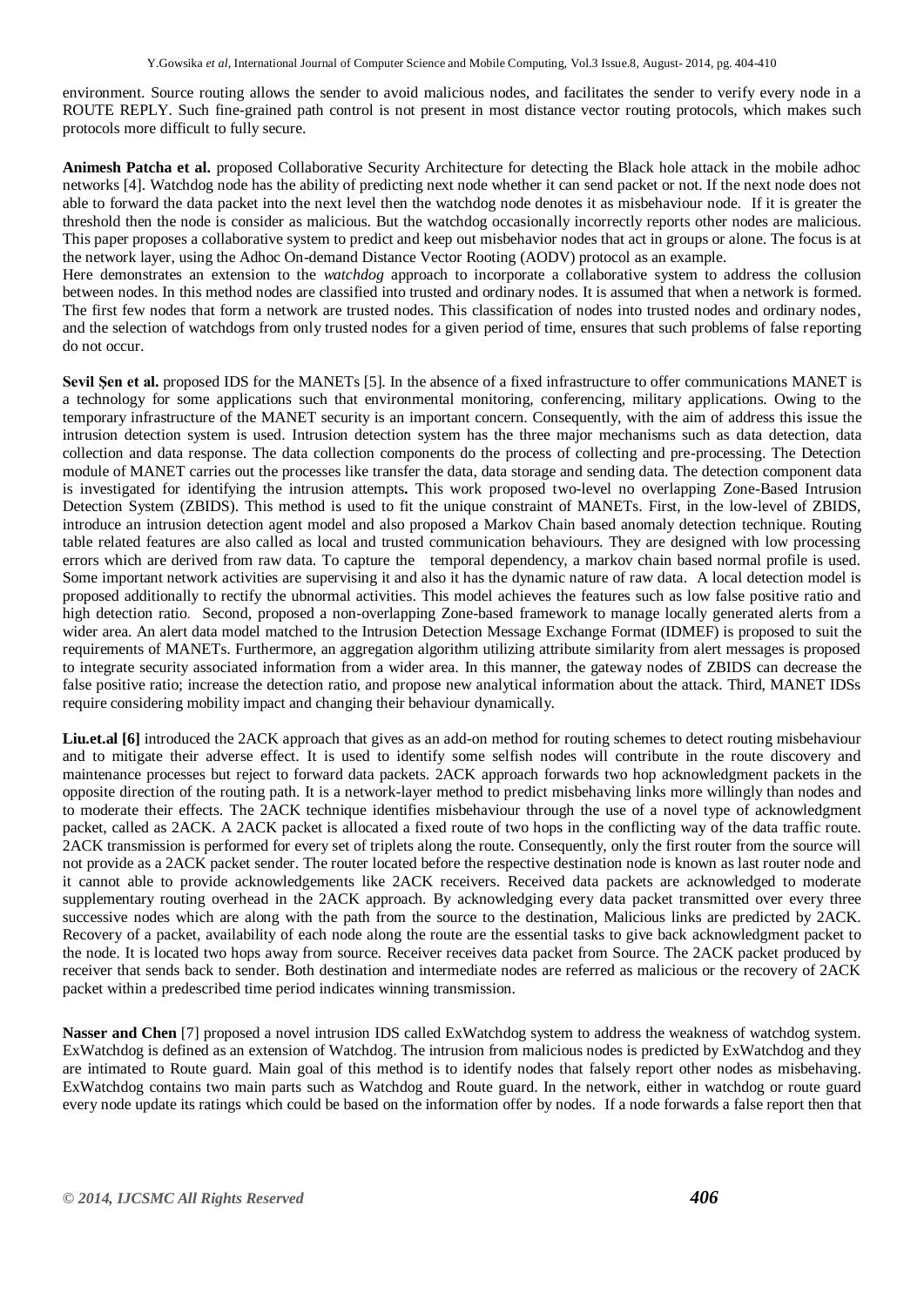environment. Source routing allows the sender to avoid malicious nodes, and facilitates the sender to verify every node in a ROUTE REPLY. Such fine-grained path control is not present in most distance vector routing protocols, which makes such protocols more difficult to fully secure.

**Animesh Patcha et al.** proposed Collaborative Security Architecture for detecting the Black hole attack in the mobile adhoc networks [4]. Watchdog node has the ability of predicting next node whether it can send packet or not. If the next node does not able to forward the data packet into the next level then the watchdog node denotes it as misbehaviour node. If it is greater the threshold then the node is consider as malicious. But the watchdog occasionally incorrectly reports other nodes are malicious. This paper proposes a collaborative system to predict and keep out misbehavior nodes that act in groups or alone. The focus is at the network layer, using the Adhoc On-demand Distance Vector Rooting (AODV) protocol as an example.
Here demonstrates an extension to the *watchdog* approach to incorporate a collaborative system to address the collusion between nodes. In this method nodes are classified into trusted and ordinary nodes. It is assumed that when a network is formed. The first few nodes that form a network are trusted nodes. This classification of nodes into trusted nodes and ordinary nodes, and the selection of watchdogs from only trusted nodes for a given period of time, ensures that such problems of false reporting do not occur.

**Sevil Şen et al.** proposed IDS for the MANETs [5]. In the absence of a fixed infrastructure to offer communications MANET is a technology for some applications such that environmental monitoring, conferencing, military applications. Owing to the temporary infrastructure of the MANET security is an important concern. Consequently, with the aim of address this issue the intrusion detection system is used. Intrusion detection system has the three major mechanisms such as data detection, data collection and data response. The data collection components do the process of collecting and pre-processing. The Detection module of MANET carries out the processes like transfer the data, data storage and sending data. The detection component data is investigated for identifying the intrusion attempts**.** This work proposed two-level no overlapping Zone-Based Intrusion Detection System (ZBIDS). This method is used to fit the unique constraint of MANETs. First, in the low-level of ZBIDS, introduce an intrusion detection agent model and also proposed a Markov Chain based anomaly detection technique. Routing table related features are also called as local and trusted communication behaviours. They are designed with low processing errors which are derived from raw data. To capture the temporal dependency, a markov chain based normal profile is used. Some important network activities are supervising it and also it has the dynamic nature of raw data. A local detection model is proposed additionally to rectify the ubnormal activities. This model achieves the features such as low false positive ratio and high detection ratio. Second, proposed a non-overlapping Zone-based framework to manage locally generated alerts from a wider area. An alert data model matched to the Intrusion Detection Message Exchange Format (IDMEF) is proposed to suit the requirements of MANETs. Furthermore, an aggregation algorithm utilizing attribute similarity from alert messages is proposed to integrate security associated information from a wider area. In this manner, the gateway nodes of ZBIDS can decrease the false positive ratio; increase the detection ratio, and propose new analytical information about the attack. Third, MANET IDSs require considering mobility impact and changing their behaviour dynamically.

**Liu.et.al [6]** introduced the 2ACK approach that gives as an add-on method for routing schemes to detect routing misbehaviour and to mitigate their adverse effect. It is used to identify some selfish nodes will contribute in the route discovery and maintenance processes but reject to forward data packets. 2ACK approach forwards two hop acknowledgment packets in the opposite direction of the routing path. It is a network-layer method to predict misbehaving links more willingly than nodes and to moderate their effects. The 2ACK technique identifies misbehaviour through the use of a novel type of acknowledgment packet, called as 2ACK. A 2ACK packet is allocated a fixed route of two hops in the conflicting way of the data traffic route. 2ACK transmission is performed for every set of triplets along the route. Consequently, only the first router from the source will not provide as a 2ACK packet sender. The router located before the respective destination node is known as last router node and it cannot able to provide acknowledgements like 2ACK receivers. Received data packets are acknowledged to moderate supplementary routing overhead in the 2ACK approach. By acknowledging every data packet transmitted over every three successive nodes which are along with the path from the source to the destination, Malicious links are predicted by 2ACK. Recovery of a packet, availability of each node along the route are the essential tasks to give back acknowledgment packet to the node. It is located two hops away from source. Receiver receives data packet from Source. The 2ACK packet produced by receiver that sends back to sender. Both destination and intermediate nodes are referred as malicious or the recovery of 2ACK packet within a predescribed time period indicates winning transmission.

**Nasser and Chen** [7] proposed a novel intrusion IDS called ExWatchdog system to address the weakness of watchdog system. ExWatchdog is defined as an extension of Watchdog. The intrusion from malicious nodes is predicted by ExWatchdog and they are intimated to Route guard. Main goal of this method is to identify nodes that falsely report other nodes as misbehaving. ExWatchdog contains two main parts such as Watchdog and Route guard. In the network, either in watchdog or route guard every node update its ratings which could be based on the information offer by nodes. If a node forwards a false report then that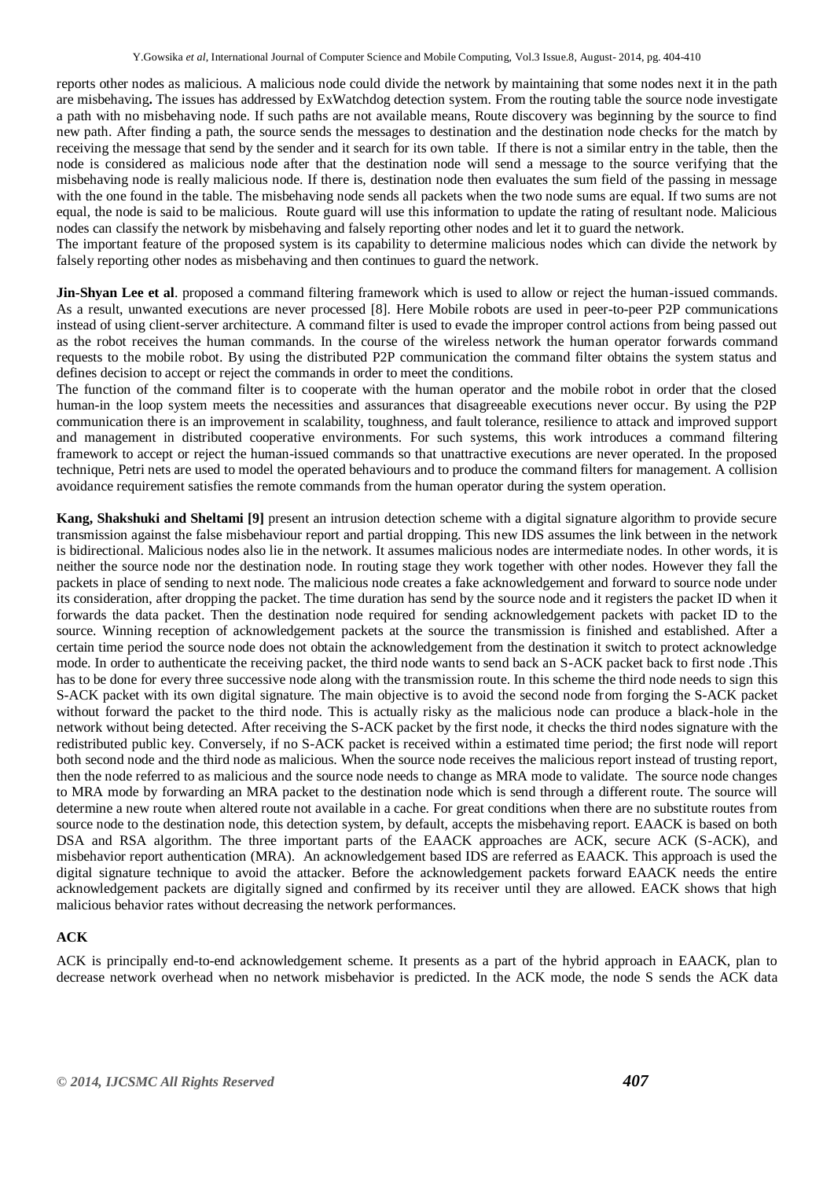reports other nodes as malicious. A malicious node could divide the network by maintaining that some nodes next it in the path are misbehaving**.** The issues has addressed by ExWatchdog detection system. From the routing table the source node investigate a path with no misbehaving node. If such paths are not available means, Route discovery was beginning by the source to find new path. After finding a path, the source sends the messages to destination and the destination node checks for the match by receiving the message that send by the sender and it search for its own table. If there is not a similar entry in the table, then the node is considered as malicious node after that the destination node will send a message to the source verifying that the misbehaving node is really malicious node. If there is, destination node then evaluates the sum field of the passing in message with the one found in the table. The misbehaving node sends all packets when the two node sums are equal. If two sums are not equal, the node is said to be malicious. Route guard will use this information to update the rating of resultant node. Malicious nodes can classify the network by misbehaving and falsely reporting other nodes and let it to guard the network.

The important feature of the proposed system is its capability to determine malicious nodes which can divide the network by falsely reporting other nodes as misbehaving and then continues to guard the network.

**Jin-Shyan Lee et al**. proposed a command filtering framework which is used to allow or reject the human-issued commands. As a result, unwanted executions are never processed [8]. Here Mobile robots are used in peer-to-peer P2P communications instead of using client-server architecture. A command filter is used to evade the improper control actions from being passed out as the robot receives the human commands. In the course of the wireless network the human operator forwards command requests to the mobile robot. By using the distributed P2P communication the command filter obtains the system status and defines decision to accept or reject the commands in order to meet the conditions.

The function of the command filter is to cooperate with the human operator and the mobile robot in order that the closed human-in the loop system meets the necessities and assurances that disagreeable executions never occur. By using the P2P communication there is an improvement in scalability, toughness, and fault tolerance, resilience to attack and improved support and management in distributed cooperative environments. For such systems, this work introduces a command filtering framework to accept or reject the human-issued commands so that unattractive executions are never operated. In the proposed technique, Petri nets are used to model the operated behaviours and to produce the command filters for management. A collision avoidance requirement satisfies the remote commands from the human operator during the system operation.

**Kang, Shakshuki and Sheltami [9]** present an intrusion detection scheme with a digital signature algorithm to provide secure transmission against the false misbehaviour report and partial dropping. This new IDS assumes the link between in the network is bidirectional. Malicious nodes also lie in the network. It assumes malicious nodes are intermediate nodes. In other words, it is neither the source node nor the destination node. In routing stage they work together with other nodes. However they fall the packets in place of sending to next node. The malicious node creates a fake acknowledgement and forward to source node under its consideration, after dropping the packet. The time duration has send by the source node and it registers the packet ID when it forwards the data packet. Then the destination node required for sending acknowledgement packets with packet ID to the source. Winning reception of acknowledgement packets at the source the transmission is finished and established. After a certain time period the source node does not obtain the acknowledgement from the destination it switch to protect acknowledge mode. In order to authenticate the receiving packet, the third node wants to send back an S-ACK packet back to first node .This has to be done for every three successive node along with the transmission route. In this scheme the third node needs to sign this S-ACK packet with its own digital signature. The main objective is to avoid the second node from forging the S-ACK packet without forward the packet to the third node. This is actually risky as the malicious node can produce a black-hole in the network without being detected. After receiving the S-ACK packet by the first node, it checks the third nodes signature with the redistributed public key. Conversely, if no S-ACK packet is received within a estimated time period; the first node will report both second node and the third node as malicious. When the source node receives the malicious report instead of trusting report, then the node referred to as malicious and the source node needs to change as MRA mode to validate. The source node changes to MRA mode by forwarding an MRA packet to the destination node which is send through a different route. The source will determine a new route when altered route not available in a cache. For great conditions when there are no substitute routes from source node to the destination node, this detection system, by default, accepts the misbehaving report. EAACK is based on both DSA and RSA algorithm. The three important parts of the EAACK approaches are ACK, secure ACK (S-ACK), and misbehavior report authentication (MRA). An acknowledgement based IDS are referred as EAACK. This approach is used the digital signature technique to avoid the attacker. Before the acknowledgement packets forward EAACK needs the entire acknowledgement packets are digitally signed and confirmed by its receiver until they are allowed. EACK shows that high malicious behavior rates without decreasing the network performances.

### ACK

ACK is principally end-to-end acknowledgement scheme. It presents as a part of the hybrid approach in EAACK, plan to decrease network overhead when no network misbehavior is predicted. In the ACK mode, the node S sends the ACK data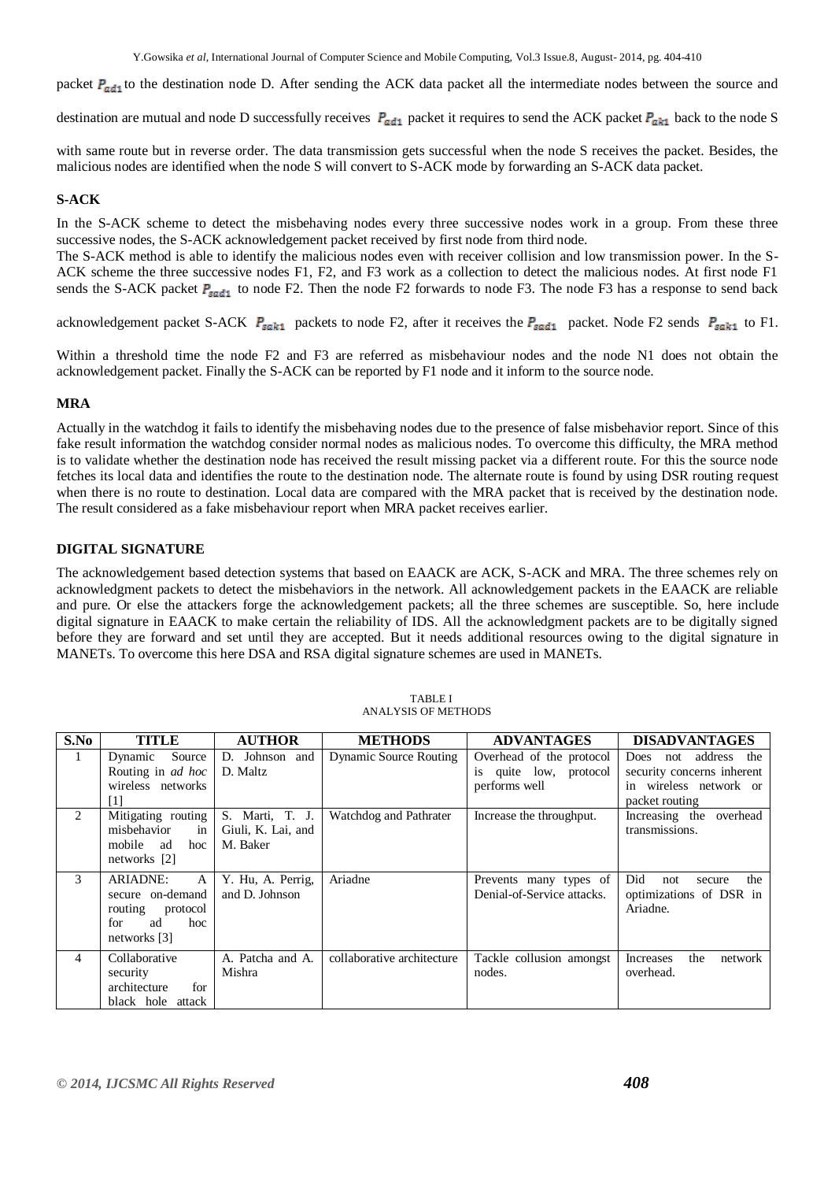packet $P_{ad1}$ to the destination node D. After sending the ACK data packet all the intermediate nodes between the source and destination are mutual and node D successfully receives $P_{ad1}$ packet it requires to send the ACK packet $P_{ak1}$ back to the node S with same route but in reverse order. The data transmission gets successful when the node S receives the packet. Besides, the malicious nodes are identified when the node S will convert to S-ACK mode by forwarding an S-ACK data packet.

### S-ACK

In the S-ACK scheme to detect the misbehaving nodes every three successive nodes work in a group. From these three successive nodes, the S-ACK acknowledgement packet received by first node from third node.

The S-ACK method is able to identify the malicious nodes even with receiver collision and low transmission power. In the S-ACK scheme the three successive nodes F1, F2, and F3 work as a collection to detect the malicious nodes. At first node F1 sends the S-ACK packet $P_{sad1}$ to node F2. Then the node F2 forwards to node F3. The node F3 has a response to send back acknowledgement packet S-ACK $P_{sak1}$ packets to node F2, after it receives the $P_{sad1}$ packet. Node F2 sends $P_{sak1}$ to F1.

Within a threshold time the node F2 and F3 are referred as misbehaviour nodes and the node N1 does not obtain the acknowledgement packet. Finally the S-ACK can be reported by F1 node and it inform to the source node.

### MRA

Actually in the watchdog it fails to identify the misbehaving nodes due to the presence of false misbehavior report. Since of this fake result information the watchdog consider normal nodes as malicious nodes. To overcome this difficulty, the MRA method is to validate whether the destination node has received the result missing packet via a different route. For this the source node fetches its local data and identifies the route to the destination node. The alternate route is found by using DSR routing request when there is no route to destination. Local data are compared with the MRA packet that is received by the destination node. The result considered as a fake misbehaviour report when MRA packet receives earlier.

### DIGITAL SIGNATURE

The acknowledgement based detection systems that based on EAACK are ACK, S-ACK and MRA. The three schemes rely on acknowledgment packets to detect the misbehaviors in the network. All acknowledgement packets in the EAACK are reliable and pure. Or else the attackers forge the acknowledgement packets; all the three schemes are susceptible. So, here include digital signature in EAACK to make certain the reliability of IDS. All the acknowledgment packets are to be digitally signed before they are forward and set until they are accepted. But it needs additional resources owing to the digital signature in MANETs. To overcome this here DSA and RSA digital signature schemes are used in MANETs.

TABLE I
ANALYSIS OF METHODS

| S.No | TITLE | AUTHOR | METHODS | ADVANTAGES | DISADVANTAGES |
|---|---|---|---|---|---|
| 1 | Dynamic Source Routing in *ad hoc* wireless networks [1] | D. Johnson and D. Maltz | Dynamic Source Routing | Overhead of the protocol is quite low, protocol performs well | Does not address the security concerns inherent in wireless network or packet routing |
| 2 | Mitigating routing misbehavior in mobile ad hoc networks [2] | S. Marti, T. J. Giuli, K. Lai, and M. Baker | Watchdog and Pathrater | Increase the throughput. | Increasing the overhead transmissions. |
| 3 | ARIADNE: A secure on-demand routing protocol for ad hoc networks [3] | Y. Hu, A. Perrig, and D. Johnson | Ariadne | Prevents many types of Denial-of-Service attacks. | Did not secure the optimizations of DSR in Ariadne. |
| 4 | Collaborative security architecture for black hole attack | A. Patcha and A. Mishra | collaborative architecture | Tackle collusion amongst nodes. | Increases the network overhead. |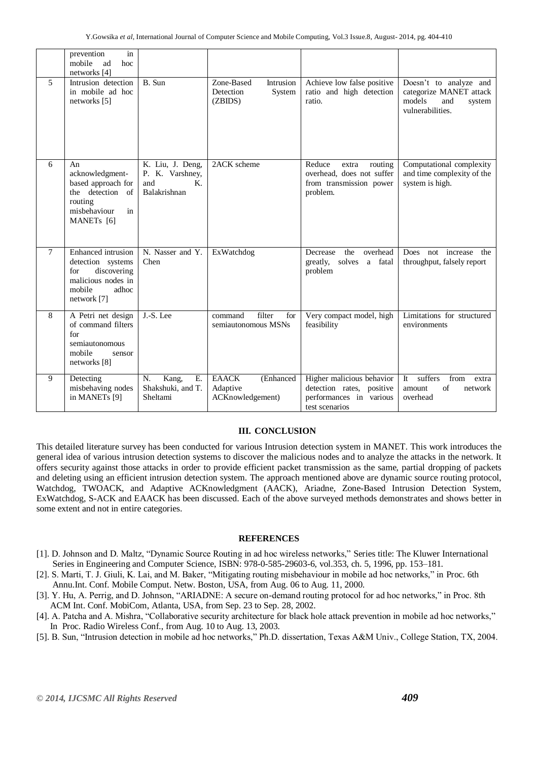|   | prevention in mobile ad hoc networks [4] |   |   |   |   |
|---|---|---|---|---|---|
| 5 | Intrusion detection in mobile ad hoc networks [5] | B. Sun | Zone-Based Intrusion Detection System (ZBIDS) | Achieve low false positive ratio and high detection ratio. | Doesn't to analyze and categorize MANET attack models and system vulnerabilities. |
| 6 | An acknowledgment-based approach for the detection of routing misbehaviour in MANETs [6] | K. Liu, J. Deng, P. K. Varshney, and K. Balakrishnan | 2ACK scheme | Reduce extra routing overhead, does not suffer from transmission power problem. | Computational complexity and time complexity of the system is high. |
| 7 | Enhanced intrusion detection systems for discovering malicious nodes in mobile adhoc network [7] | N. Nasser and Y. Chen | ExWatchdog | Decrease the overhead greatly, solves a fatal problem | Does not increase the throughput, falsely report |
| 8 | A Petri net design of command filters for semiautonomous mobile sensor networks [8] | J.-S. Lee | command filter for semiautonomous MSNs | Very compact model, high feasibility | Limitations for structured environments |
| 9 | Detecting misbehaving nodes in MANETs [9] | N. Kang, E. Shakshuki, and T. Sheltami | EAACK (Enhanced Adaptive ACKnowledgement) | Higher malicious behavior detection rates, positive performances in various test scenarios | It suffers from extra amount of network overhead |

## III. CONCLUSION

This detailed literature survey has been conducted for various Intrusion detection system in MANET. This work introduces the general idea of various intrusion detection systems to discover the malicious nodes and to analyze the attacks in the network. It offers security against those attacks in order to provide efficient packet transmission as the same, partial dropping of packets and deleting using an efficient intrusion detection system. The approach mentioned above are dynamic source routing protocol, Watchdog, TWOACK, and Adaptive ACKnowledgment (AACK), Ariadne, Zone-Based Intrusion Detection System, ExWatchdog, S-ACK and EAACK has been discussed. Each of the above surveyed methods demonstrates and shows better in some extent and not in entire categories.

## REFERENCES

[1]. D. Johnson and D. Maltz, "Dynamic Source Routing in ad hoc wireless networks," Series title: The Kluwer International Series in Engineering and Computer Science, ISBN: 978-0-585-29603-6, vol.353, ch. 5, 1996, pp. 153–181.

[2]. S. Marti, T. J. Giuli, K. Lai, and M. Baker, "Mitigating routing misbehaviour in mobile ad hoc networks," in Proc. 6th Annu.Int. Conf. Mobile Comput. Netw. Boston, USA, from Aug. 06 to Aug. 11, 2000.

[3]. Y. Hu, A. Perrig, and D. Johnson, "ARIADNE: A secure on-demand routing protocol for ad hoc networks," in Proc. 8th ACM Int. Conf. MobiCom, Atlanta, USA, from Sep. 23 to Sep. 28, 2002.

[4]. A. Patcha and A. Mishra, "Collaborative security architecture for black hole attack prevention in mobile ad hoc networks," In Proc. Radio Wireless Conf., from Aug. 10 to Aug. 13, 2003.

[5]. B. Sun, "Intrusion detection in mobile ad hoc networks," Ph.D. dissertation, Texas A&M Univ., College Station, TX, 2004.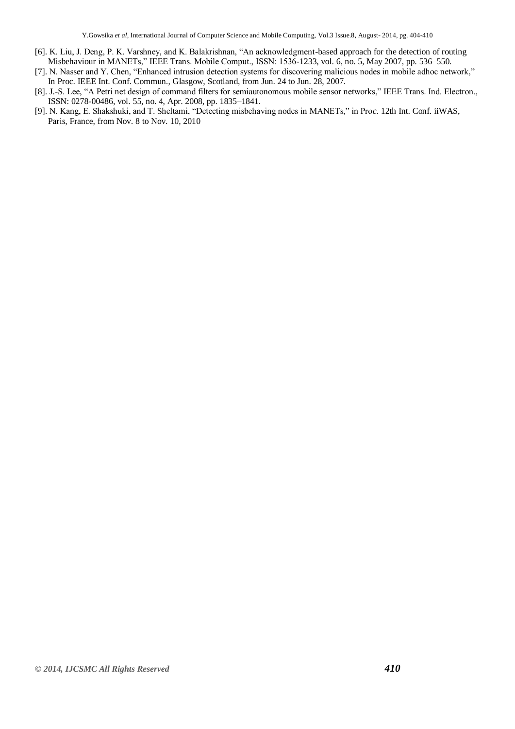[6]. K. Liu, J. Deng, P. K. Varshney, and K. Balakrishnan, “An acknowledgment-based approach for the detection of routing Misbehaviour in MANETs,” IEEE Trans. Mobile Comput., ISSN: 1536-1233, vol. 6, no. 5, May 2007, pp. 536–550.

[7]. N. Nasser and Y. Chen, “Enhanced intrusion detection systems for discovering malicious nodes in mobile adhoc network,” In Proc. IEEE Int. Conf. Commun., Glasgow, Scotland, from Jun. 24 to Jun. 28, 2007.

[8]. J.-S. Lee, “A Petri net design of command filters for semiautonomous mobile sensor networks,” IEEE Trans. Ind. Electron., ISSN: 0278-00486, vol. 55, no. 4, Apr. 2008, pp. 1835–1841.

[9]. N. Kang, E. Shakshuki, and T. Sheltami, “Detecting misbehaving nodes in MANETs,” in Proc. 12th Int. Conf. iiWAS, Paris, France, from Nov. 8 to Nov. 10, 2010